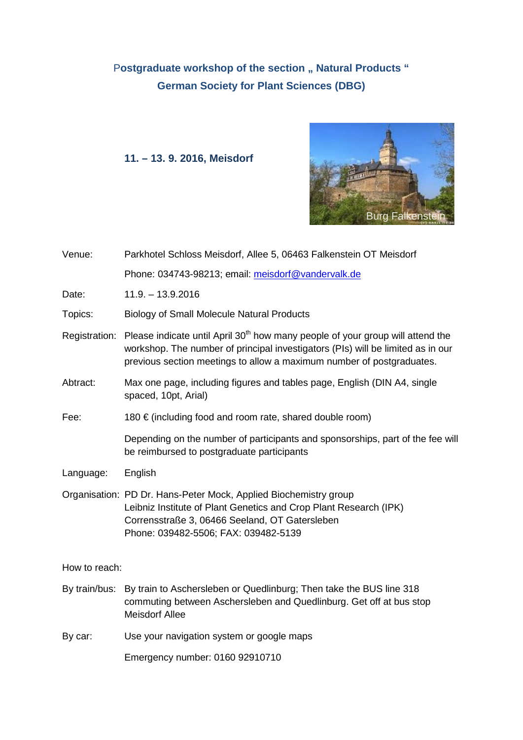# Postgraduate workshop of the section „ Natural Products “
# German Society for Plant Sciences (DBG)

## 11. – 13. 9. 2016, Meisdorf

| | |
|---|---|
| Venue: | Parkhotel Schloss Meisdorf, Allee 5, 06463 Falkenstein OT Meisdorf |
| | Phone: 034743-98213; email: meisdorf@vandervalk.de |
| Date: | 11.9. – 13.9.2016 |
| Topics: | Biology of Small Molecule Natural Products |
| Registration: | Please indicate until April 30th how many people of your group will attend the workshop. The number of principal investigators (PIs) will be limited as in our previous section meetings to allow a maximum number of postgraduates. |
| Abtract: | Max one page, including figures and tables page, English (DIN A4, single spaced, 10pt, Arial) |
| Fee: | 180 € (including food and room rate, shared double room) |
| | Depending on the number of participants and sponsorships, part of the fee will be reimbursed to postgraduate participants |
| Language: | English |
| Organisation: | PD Dr. Hans-Peter Mock, Applied Biochemistry group<br>Leibniz Institute of Plant Genetics and Crop Plant Research (IPK)<br>Corrensstraße 3, 06466 Seeland, OT Gatersleben<br>Phone: 039482-5506; FAX: 039482-5139 |

How to reach:

| | |
|---|---|
| By train/bus: | By train to Aschersleben or Quedlinburg; Then take the BUS line 318 commuting between Aschersleben and Quedlinburg. Get off at bus stop Meisdorf Allee |
| By car: | Use your navigation system or google maps |
| | Emergency number: 0160 92910710 |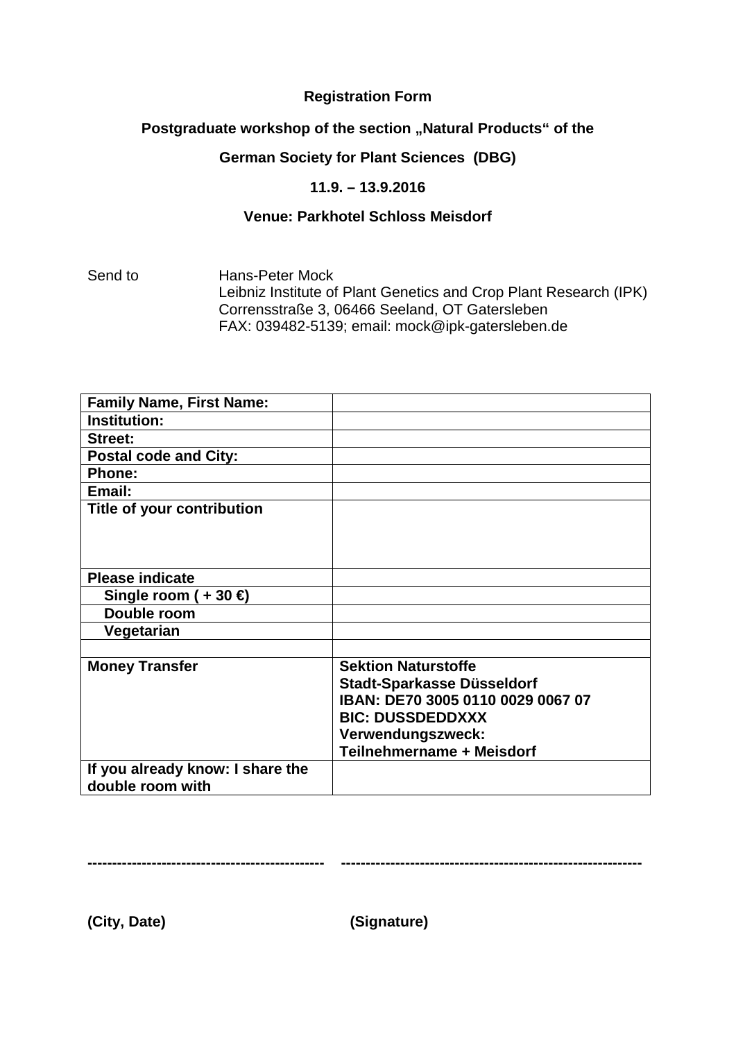**Registration Form**

**Postgraduate workshop of the section „Natural Products“ of the**

**German Society for Plant Sciences (DBG)**

**11.9. – 13.9.2016**

**Venue: Parkhotel Schloss Meisdorf**

Send to Hans-Peter Mock
Leibniz Institute of Plant Genetics and Crop Plant Research (IPK)
Corrensstraße 3, 06466 Seeland, OT Gatersleben
FAX: 039482-5139; email: mock@ipk-gatersleben.de

| | |
|---|---|
| **Family Name, First Name:** | |
| **Institution:** | |
| **Street:** | |
| **Postal code and City:** | |
| **Phone:** | |
| **Email:** | |
| **Title of your contribution** | |
| **Please indicate** | |
| **Single room ( + 30 €)** | |
| **Double room** | |
| **Vegetarian** | |
| | |
| **Money Transfer** | **Sektion Naturstoffe**<br>**Stadt-Sparkasse Düsseldorf**<br>**IBAN: DE70 3005 0110 0029 0067 07**<br>**BIC: DUSSDEDDXXX**<br>**Verwendungszweck:**<br>**Teilnehmername + Meisdorf** |
| **If you already know: I share the double room with** | |

------------------------------------------------ ------------------------------------------------------------

**(City, Date)** **(Signature)**